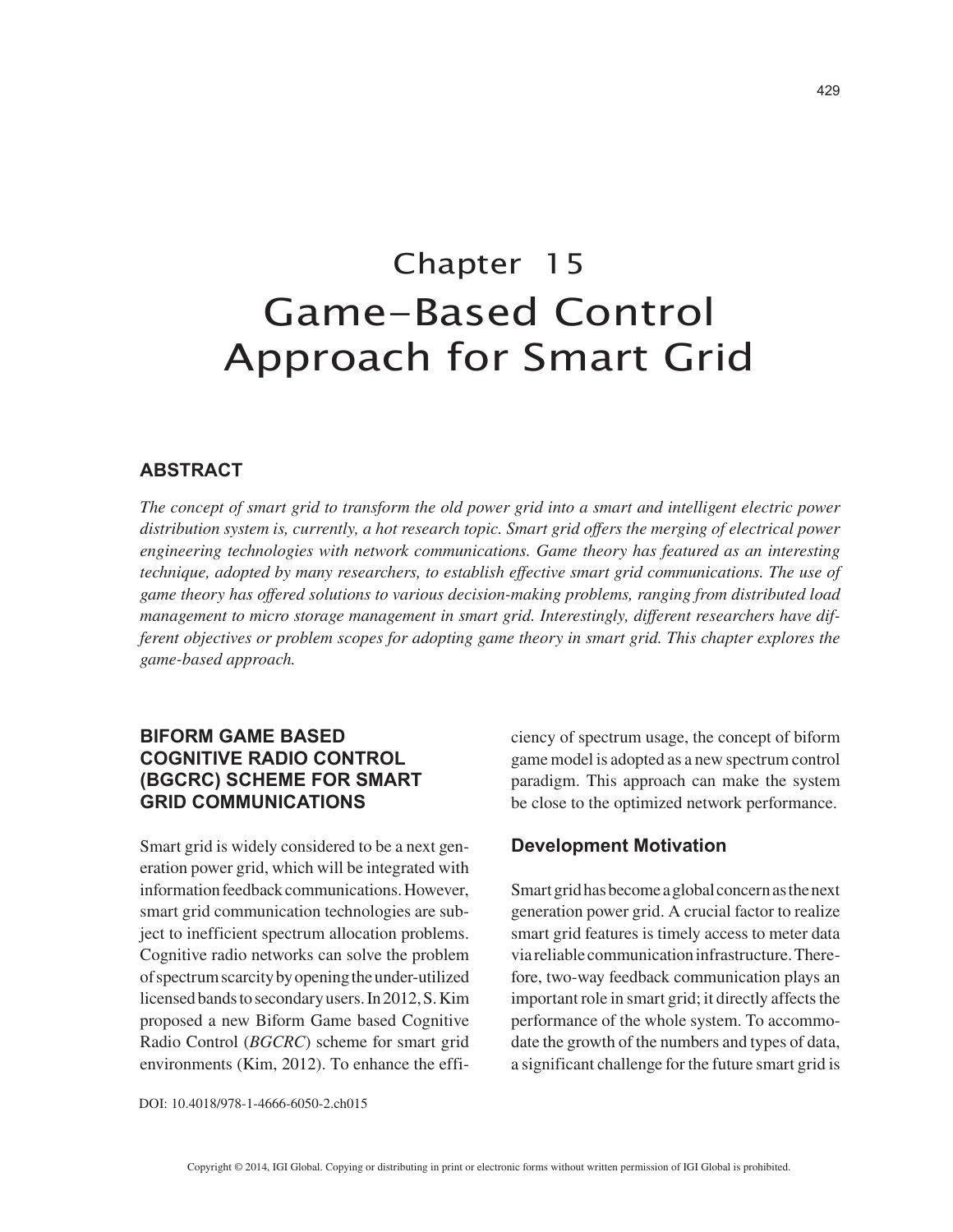# Chapter 15
# Game-Based Control Approach for Smart Grid

## ABSTRACT

*The concept of smart grid to transform the old power grid into a smart and intelligent electric power distribution system is, currently, a hot research topic. Smart grid offers the merging of electrical power engineering technologies with network communications. Game theory has featured as an interesting technique, adopted by many researchers, to establish effective smart grid communications. The use of game theory has offered solutions to various decision-making problems, ranging from distributed load management to micro storage management in smart grid. Interestingly, different researchers have different objectives or problem scopes for adopting game theory in smart grid. This chapter explores the game-based approach.*

## BIFORM GAME BASED COGNITIVE RADIO CONTROL (BGCRC) SCHEME FOR SMART GRID COMMUNICATIONS

Smart grid is widely considered to be a next generation power grid, which will be integrated with information feedback communications. However, smart grid communication technologies are subject to inefficient spectrum allocation problems. Cognitive radio networks can solve the problem of spectrum scarcity by opening the under-utilized licensed bands to secondary users. In 2012, S. Kim proposed a new Biform Game based Cognitive Radio Control (*BGCRC*) scheme for smart grid environments (Kim, 2012). To enhance the efficiency of spectrum usage, the concept of biform game model is adopted as a new spectrum control paradigm. This approach can make the system be close to the optimized network performance.

### Development Motivation

Smart grid has become a global concern as the next generation power grid. A crucial factor to realize smart grid features is timely access to meter data via reliable communication infrastructure. Therefore, two-way feedback communication plays an important role in smart grid; it directly affects the performance of the whole system. To accommodate the growth of the numbers and types of data, a significant challenge for the future smart grid is

DOI: 10.4018/978-1-4666-6050-2.ch015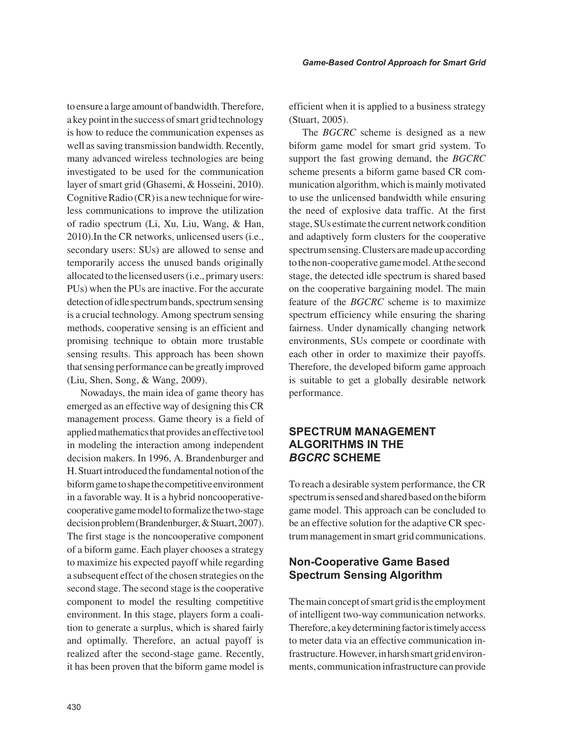to ensure a large amount of bandwidth. Therefore, a key point in the success of smart grid technology is how to reduce the communication expenses as well as saving transmission bandwidth. Recently, many advanced wireless technologies are being investigated to be used for the communication layer of smart grid (Ghasemi, & Hosseini, 2010). Cognitive Radio (CR) is a new technique for wireless communications to improve the utilization of radio spectrum (Li, Xu, Liu, Wang, & Han, 2010).In the CR networks, unlicensed users (i.e., secondary users: SUs) are allowed to sense and temporarily access the unused bands originally allocated to the licensed users (i.e., primary users: PUs) when the PUs are inactive. For the accurate detection of idle spectrum bands, spectrum sensing is a crucial technology. Among spectrum sensing methods, cooperative sensing is an efficient and promising technique to obtain more trustable sensing results. This approach has been shown that sensing performance can be greatly improved (Liu, Shen, Song, & Wang, 2009).

Nowadays, the main idea of game theory has emerged as an effective way of designing this CR management process. Game theory is a field of applied mathematics that provides an effective tool in modeling the interaction among independent decision makers. In 1996, A. Brandenburger and H. Stuart introduced the fundamental notion of the biform game to shape the competitive environment in a favorable way. It is a hybrid noncooperative-cooperative game model to formalize the two-stage decision problem (Brandenburger, & Stuart, 2007). The first stage is the noncooperative component of a biform game. Each player chooses a strategy to maximize his expected payoff while regarding a subsequent effect of the chosen strategies on the second stage. The second stage is the cooperative component to model the resulting competitive environment. In this stage, players form a coalition to generate a surplus, which is shared fairly and optimally. Therefore, an actual payoff is realized after the second-stage game. Recently, it has been proven that the biform game model is efficient when it is applied to a business strategy (Stuart, 2005).

The *BGCRC* scheme is designed as a new biform game model for smart grid system. To support the fast growing demand, the *BGCRC* scheme presents a biform game based CR communication algorithm, which is mainly motivated to use the unlicensed bandwidth while ensuring the need of explosive data traffic. At the first stage, SUs estimate the current network condition and adaptively form clusters for the cooperative spectrum sensing. Clusters are made up according to the non-cooperative game model. At the second stage, the detected idle spectrum is shared based on the cooperative bargaining model. The main feature of the *BGCRC* scheme is to maximize spectrum efficiency while ensuring the sharing fairness. Under dynamically changing network environments, SUs compete or coordinate with each other in order to maximize their payoffs. Therefore, the developed biform game approach is suitable to get a globally desirable network performance.

## SPECTRUM MANAGEMENT ALGORITHMS IN THE *BGCRC* SCHEME

To reach a desirable system performance, the CR spectrum is sensed and shared based on the biform game model. This approach can be concluded to be an effective solution for the adaptive CR spectrum management in smart grid communications.

### Non-Cooperative Game Based Spectrum Sensing Algorithm

The main concept of smart grid is the employment of intelligent two-way communication networks. Therefore, a key determining factor is timely access to meter data via an effective communication infrastructure. However, in harsh smart grid environments, communication infrastructure can provide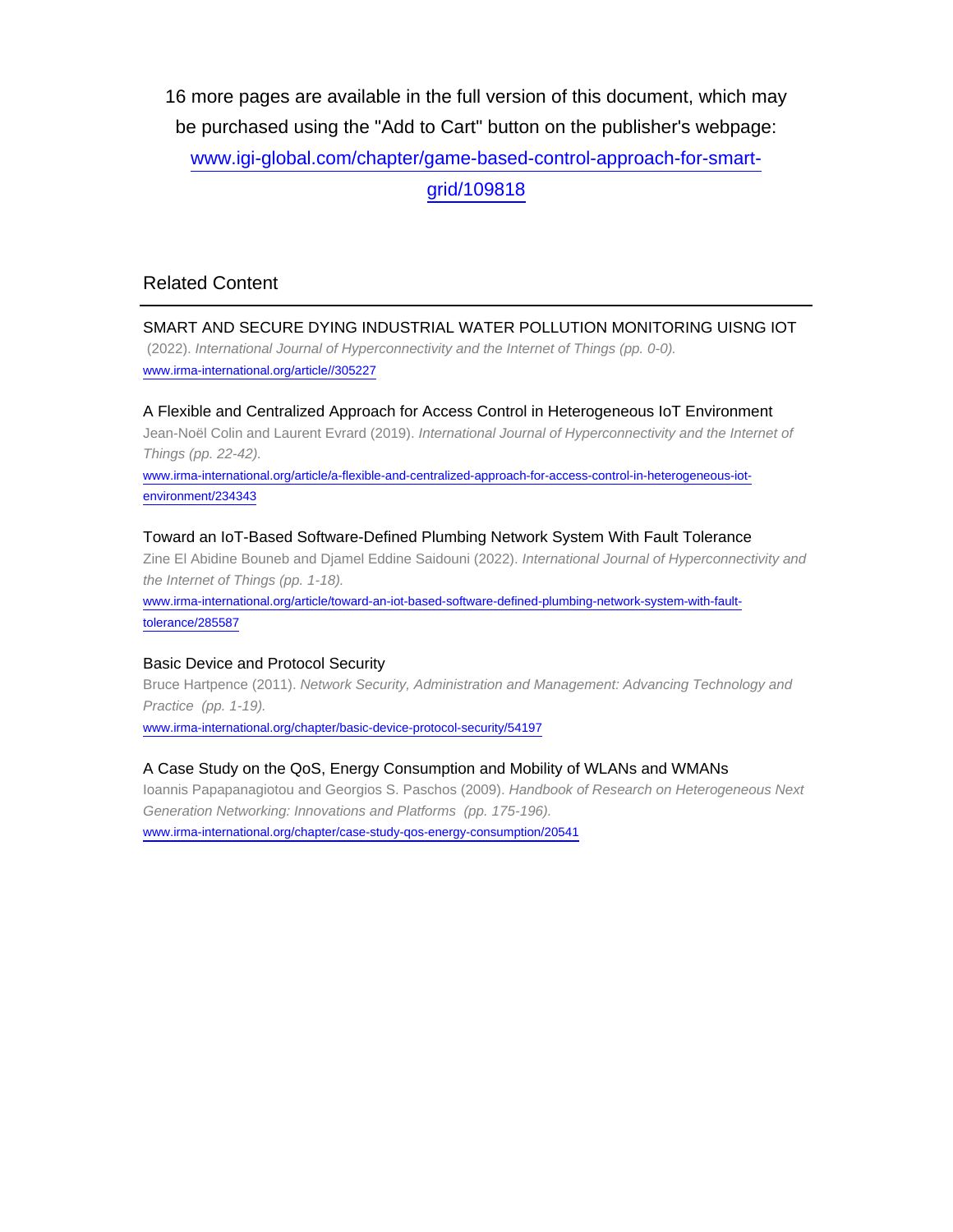16 more pages are available in the full version of this document, which may be purchased using the "Add to Cart" button on the publisher's webpage: [www.igi-global.com/chapter/game-based-control-approach-for-smart-grid/109818](www.igi-global.com/chapter/game-based-control-approach-for-smart-grid/109818)

## Related Content

SMART AND SECURE DYING INDUSTRIAL WATER POLLUTION MONITORING UISNG IOT
(2022). *International Journal of Hyperconnectivity and the Internet of Things (pp. 0-0).*
[www.irma-international.org/article//305227](www.irma-international.org/article//305227)

A Flexible and Centralized Approach for Access Control in Heterogeneous IoT Environment
Jean-Noël Colin and Laurent Evrard (2019). *International Journal of Hyperconnectivity and the Internet of Things (pp. 22-42).*
[www.irma-international.org/article/a-flexible-and-centralized-approach-for-access-control-in-heterogeneous-iot-environment/234343](www.irma-international.org/article/a-flexible-and-centralized-approach-for-access-control-in-heterogeneous-iot-environment/234343)

Toward an IoT-Based Software-Defined Plumbing Network System With Fault Tolerance
Zine El Abidine Bouneb and Djamel Eddine Saidouni (2022). *International Journal of Hyperconnectivity and the Internet of Things (pp. 1-18).*
[www.irma-international.org/article/toward-an-iot-based-software-defined-plumbing-network-system-with-fault-tolerance/285587](www.irma-international.org/article/toward-an-iot-based-software-defined-plumbing-network-system-with-fault-tolerance/285587)

Basic Device and Protocol Security
Bruce Hartpence (2011). *Network Security, Administration and Management: Advancing Technology and Practice (pp. 1-19).*
[www.irma-international.org/chapter/basic-device-protocol-security/54197](www.irma-international.org/chapter/basic-device-protocol-security/54197)

A Case Study on the QoS, Energy Consumption and Mobility of WLANs and WMANs
Ioannis Papapanagiotou and Georgios S. Paschos (2009). *Handbook of Research on Heterogeneous Next Generation Networking: Innovations and Platforms (pp. 175-196).*
[www.irma-international.org/chapter/case-study-qos-energy-consumption/20541](www.irma-international.org/chapter/case-study-qos-energy-consumption/20541)